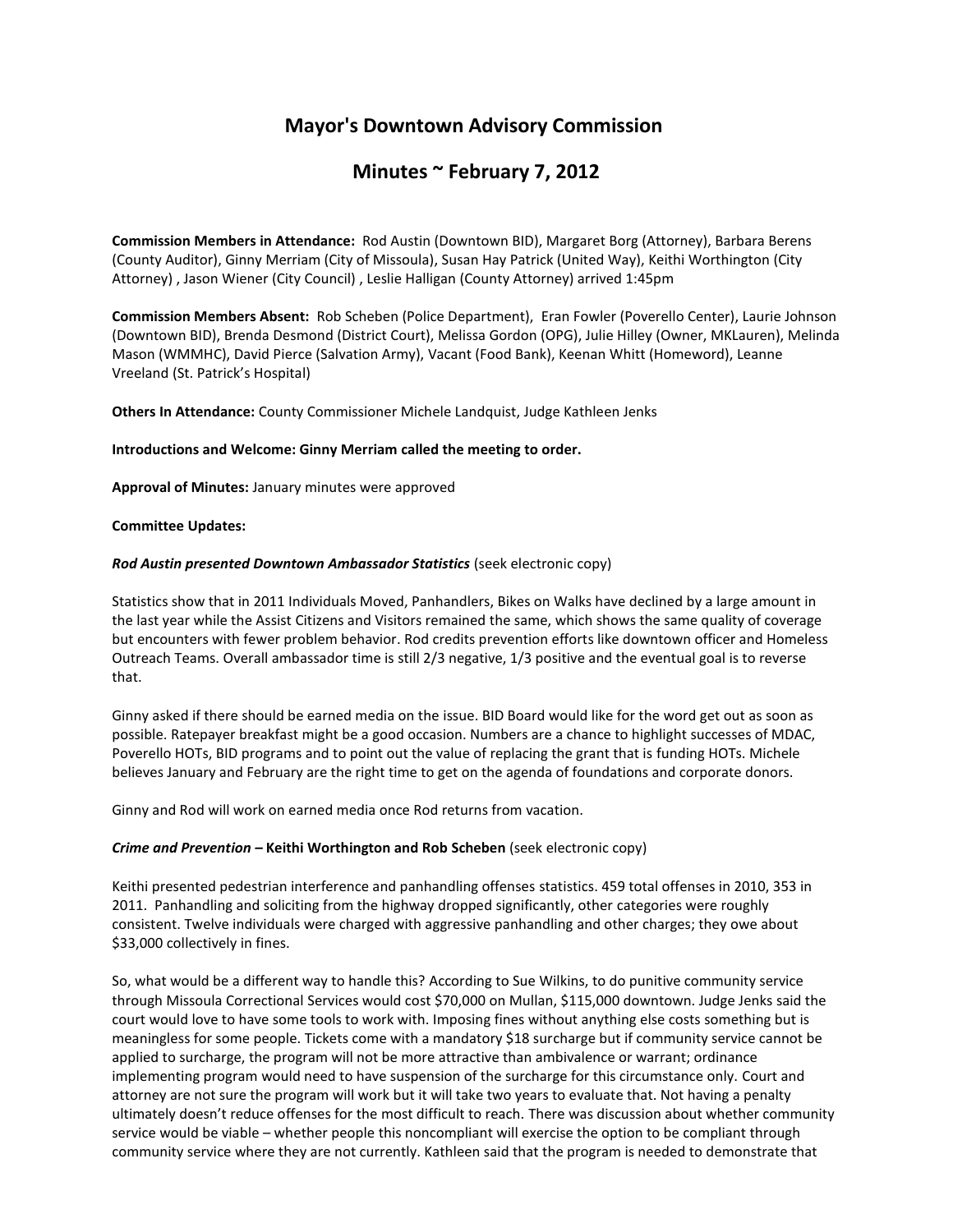# Mayor's Downtown Advisory Commission

## Minutes ~ February 7, 2012

**Commission Members in Attendance:** Rod Austin (Downtown BID), Margaret Borg (Attorney), Barbara Berens (County Auditor), Ginny Merriam (City of Missoula), Susan Hay Patrick (United Way), Keithi Worthington (City Attorney) , Jason Wiener (City Council) , Leslie Halligan (County Attorney) arrived 1:45pm

**Commission Members Absent:** Rob Scheben (Police Department), Eran Fowler (Poverello Center), Laurie Johnson (Downtown BID), Brenda Desmond (District Court), Melissa Gordon (OPG), Julie Hilley (Owner, MKLauren), Melinda Mason (WMMHC), David Pierce (Salvation Army), Vacant (Food Bank), Keenan Whitt (Homeword), Leanne Vreeland (St. Patrick's Hospital)

**Others In Attendance:** County Commissioner Michele Landquist, Judge Kathleen Jenks

**Introductions and Welcome: Ginny Merriam called the meeting to order.**

**Approval of Minutes:** January minutes were approved

**Committee Updates:**

***Rod Austin presented Downtown Ambassador Statistics*** (seek electronic copy)

Statistics show that in 2011 Individuals Moved, Panhandlers, Bikes on Walks have declined by a large amount in the last year while the Assist Citizens and Visitors remained the same, which shows the same quality of coverage but encounters with fewer problem behavior. Rod credits prevention efforts like downtown officer and Homeless Outreach Teams. Overall ambassador time is still 2/3 negative, 1/3 positive and the eventual goal is to reverse that.

Ginny asked if there should be earned media on the issue. BID Board would like for the word get out as soon as possible. Ratepayer breakfast might be a good occasion. Numbers are a chance to highlight successes of MDAC, Poverello HOTs, BID programs and to point out the value of replacing the grant that is funding HOTs. Michele believes January and February are the right time to get on the agenda of foundations and corporate donors.

Ginny and Rod will work on earned media once Rod returns from vacation.

***Crime and Prevention* – Keithi Worthington and Rob Scheben** (seek electronic copy)

Keithi presented pedestrian interference and panhandling offenses statistics. 459 total offenses in 2010, 353 in 2011. Panhandling and soliciting from the highway dropped significantly, other categories were roughly consistent. Twelve individuals were charged with aggressive panhandling and other charges; they owe about $33,000 collectively in fines.

So, what would be a different way to handle this? According to Sue Wilkins, to do punitive community service through Missoula Correctional Services would cost $70,000 on Mullan, $115,000 downtown. Judge Jenks said the court would love to have some tools to work with. Imposing fines without anything else costs something but is meaningless for some people. Tickets come with a mandatory $18 surcharge but if community service cannot be applied to surcharge, the program will not be more attractive than ambivalence or warrant; ordinance implementing program would need to have suspension of the surcharge for this circumstance only. Court and attorney are not sure the program will work but it will take two years to evaluate that. Not having a penalty ultimately doesn't reduce offenses for the most difficult to reach. There was discussion about whether community service would be viable – whether people this noncompliant will exercise the option to be compliant through community service where they are not currently. Kathleen said that the program is needed to demonstrate that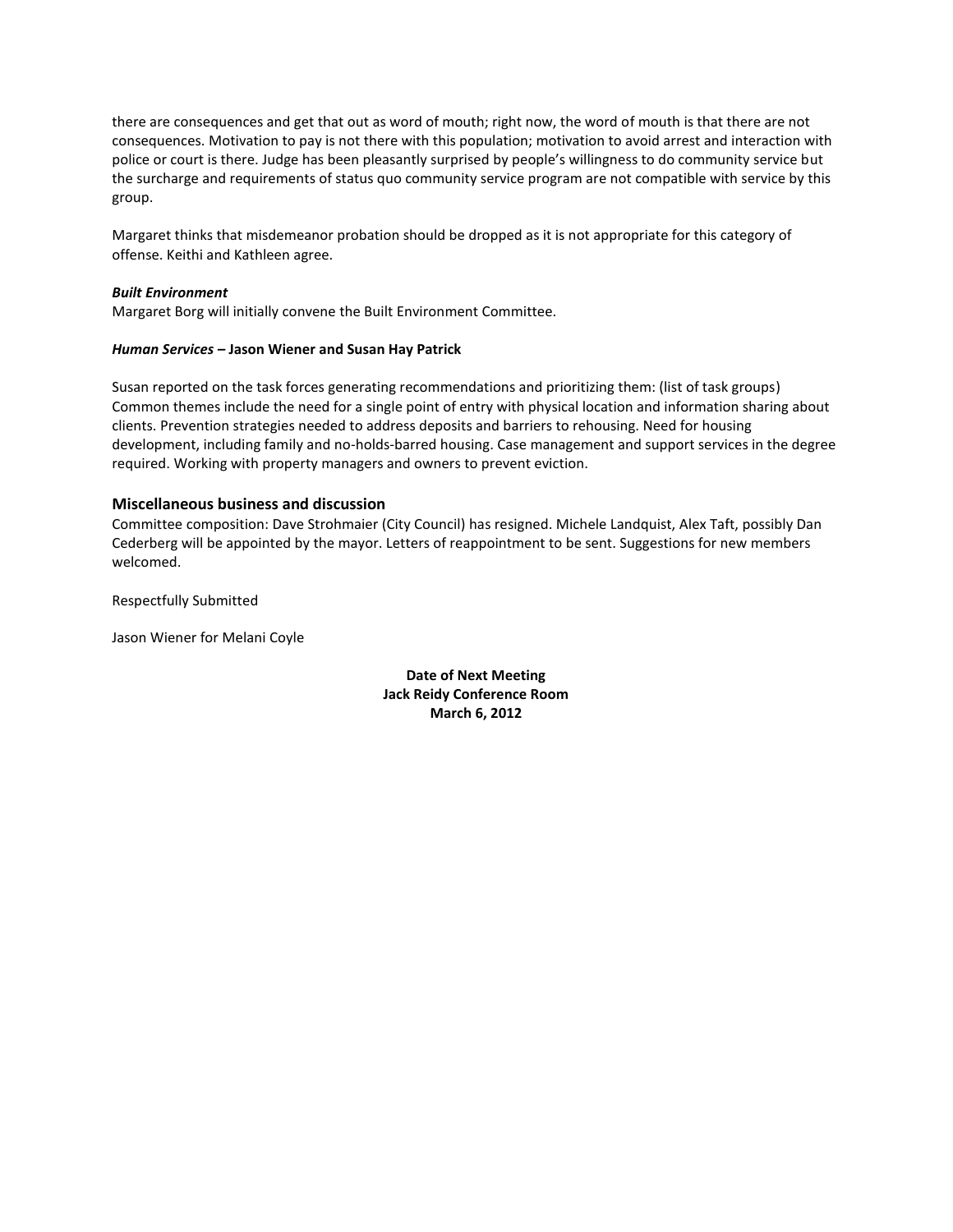there are consequences and get that out as word of mouth; right now, the word of mouth is that there are not consequences. Motivation to pay is not there with this population; motivation to avoid arrest and interaction with police or court is there. Judge has been pleasantly surprised by people's willingness to do community service but the surcharge and requirements of status quo community service program are not compatible with service by this group.

Margaret thinks that misdemeanor probation should be dropped as it is not appropriate for this category of offense. Keithi and Kathleen agree.

***Built Environment***

Margaret Borg will initially convene the Built Environment Committee.

***Human Services* – Jason Wiener and Susan Hay Patrick**

Susan reported on the task forces generating recommendations and prioritizing them: (list of task groups) Common themes include the need for a single point of entry with physical location and information sharing about clients. Prevention strategies needed to address deposits and barriers to rehousing. Need for housing development, including family and no-holds-barred housing. Case management and support services in the degree required. Working with property managers and owners to prevent eviction.

## Miscellaneous business and discussion

Committee composition: Dave Strohmaier (City Council) has resigned. Michele Landquist, Alex Taft, possibly Dan Cederberg will be appointed by the mayor. Letters of reappointment to be sent. Suggestions for new members welcomed.

Respectfully Submitted

Jason Wiener for Melani Coyle

**Date of Next Meeting**
**Jack Reidy Conference Room**
**March 6, 2012**